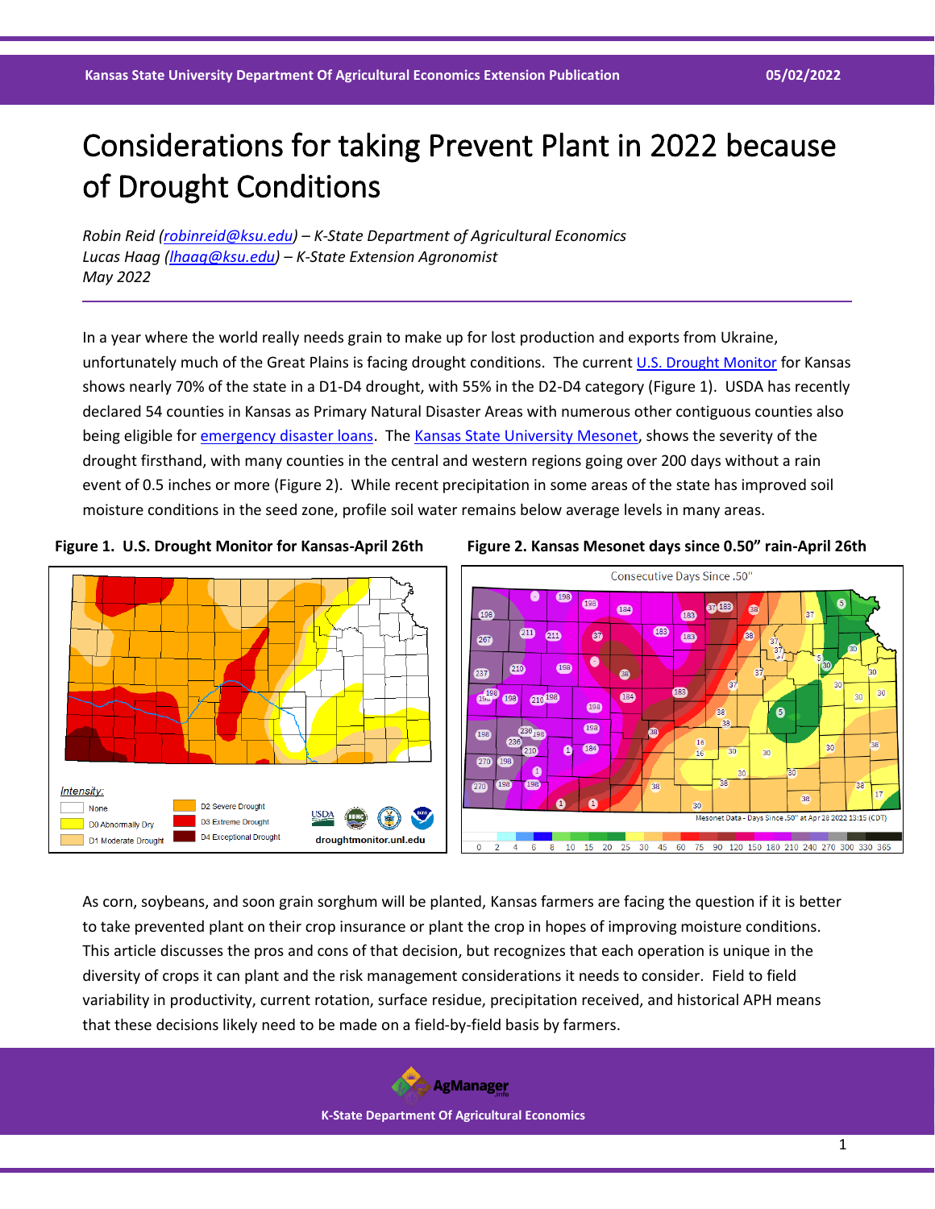# Considerations for taking Prevent Plant in 2022 because of Drought Conditions

*Robin Reid (robinreid@ksu.edu) – K-State Department of Agricultural Economics*
*Lucas Haag (lhaag@ksu.edu) – K-State Extension Agronomist*
*May 2022*

In a year where the world really needs grain to make up for lost production and exports from Ukraine, unfortunately much of the Great Plains is facing drought conditions. The current U.S. Drought Monitor for Kansas shows nearly 70% of the state in a D1-D4 drought, with 55% in the D2-D4 category (Figure 1). USDA has recently declared 54 counties in Kansas as Primary Natural Disaster Areas with numerous other contiguous counties also being eligible for emergency disaster loans. The Kansas State University Mesonet, shows the severity of the drought firsthand, with many counties in the central and western regions going over 200 days without a rain event of 0.5 inches or more (Figure 2). While recent precipitation in some areas of the state has improved soil moisture conditions in the seed zone, profile soil water remains below average levels in many areas.

**Figure 1. U.S. Drought Monitor for Kansas-April 26th**

**Figure 2. Kansas Mesonet days since 0.50" rain-April 26th**

As corn, soybeans, and soon grain sorghum will be planted, Kansas farmers are facing the question if it is better to take prevented plant on their crop insurance or plant the crop in hopes of improving moisture conditions. This article discusses the pros and cons of that decision, but recognizes that each operation is unique in the diversity of crops it can plant and the risk management considerations it needs to consider. Field to field variability in productivity, current rotation, surface residue, precipitation received, and historical APH means that these decisions likely need to be made on a field-by-field basis by farmers.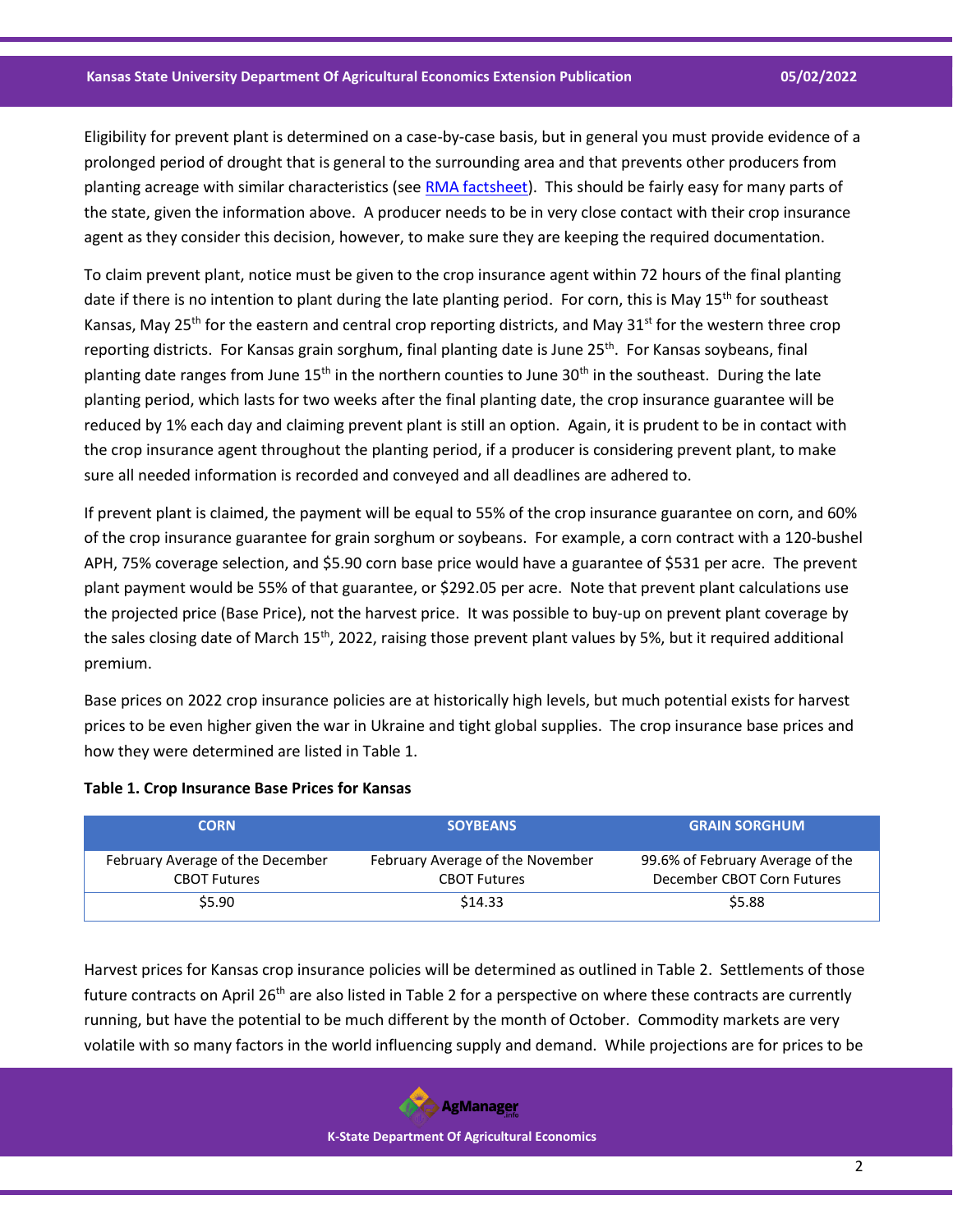Eligibility for prevent plant is determined on a case-by-case basis, but in general you must provide evidence of a prolonged period of drought that is general to the surrounding area and that prevents other producers from planting acreage with similar characteristics (see RMA factsheet). This should be fairly easy for many parts of the state, given the information above. A producer needs to be in very close contact with their crop insurance agent as they consider this decision, however, to make sure they are keeping the required documentation.

To claim prevent plant, notice must be given to the crop insurance agent within 72 hours of the final planting date if there is no intention to plant during the late planting period. For corn, this is May 15th for southeast Kansas, May 25th for the eastern and central crop reporting districts, and May 31st for the western three crop reporting districts. For Kansas grain sorghum, final planting date is June 25th. For Kansas soybeans, final planting date ranges from June 15th in the northern counties to June 30th in the southeast. During the late planting period, which lasts for two weeks after the final planting date, the crop insurance guarantee will be reduced by 1% each day and claiming prevent plant is still an option. Again, it is prudent to be in contact with the crop insurance agent throughout the planting period, if a producer is considering prevent plant, to make sure all needed information is recorded and conveyed and all deadlines are adhered to.

If prevent plant is claimed, the payment will be equal to 55% of the crop insurance guarantee on corn, and 60% of the crop insurance guarantee for grain sorghum or soybeans. For example, a corn contract with a 120-bushel APH, 75% coverage selection, and $5.90 corn base price would have a guarantee of $531 per acre. The prevent plant payment would be 55% of that guarantee, or $292.05 per acre. Note that prevent plant calculations use the projected price (Base Price), not the harvest price. It was possible to buy-up on prevent plant coverage by the sales closing date of March 15th, 2022, raising those prevent plant values by 5%, but it required additional premium.

Base prices on 2022 crop insurance policies are at historically high levels, but much potential exists for harvest prices to be even higher given the war in Ukraine and tight global supplies. The crop insurance base prices and how they were determined are listed in Table 1.

**Table 1. Crop Insurance Base Prices for Kansas**

| CORN | SOYBEANS | GRAIN SORGHUM |
|---|---|---|
| February Average of the December CBOT Futures | February Average of the November CBOT Futures | 99.6% of February Average of the December CBOT Corn Futures |
| $5.90 | $14.33 | $5.88 |

Harvest prices for Kansas crop insurance policies will be determined as outlined in Table 2. Settlements of those future contracts on April 26th are also listed in Table 2 for a perspective on where these contracts are currently running, but have the potential to be much different by the month of October. Commodity markets are very volatile with so many factors in the world influencing supply and demand. While projections are for prices to be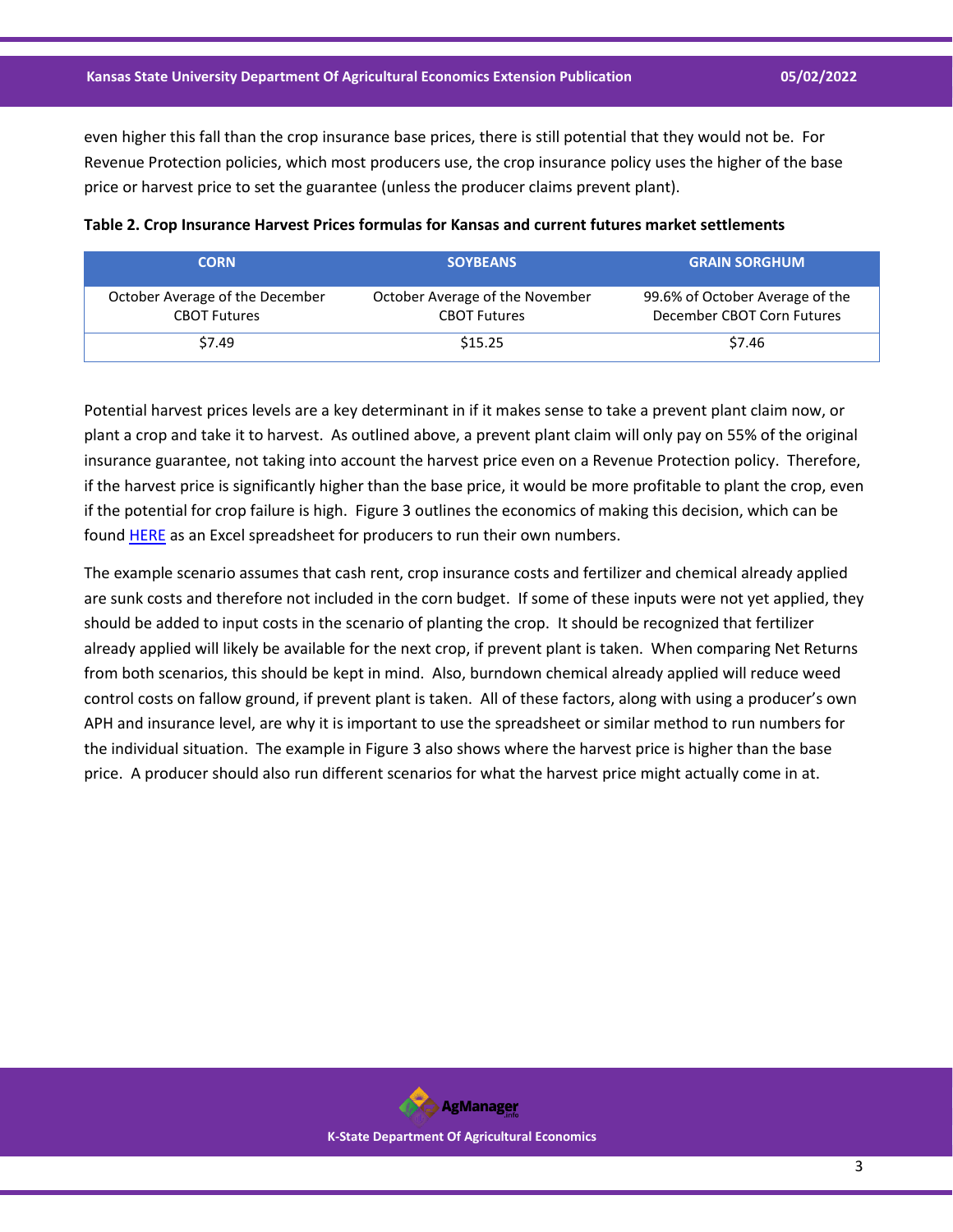even higher this fall than the crop insurance base prices, there is still potential that they would not be. For Revenue Protection policies, which most producers use, the crop insurance policy uses the higher of the base price or harvest price to set the guarantee (unless the producer claims prevent plant).

**Table 2. Crop Insurance Harvest Prices formulas for Kansas and current futures market settlements**

| CORN | SOYBEANS | GRAIN SORGHUM |
| --- | --- | --- |
| October Average of the December CBOT Futures | October Average of the November CBOT Futures | 99.6% of October Average of the December CBOT Corn Futures |
| $7.49 | $15.25 | $7.46 |

Potential harvest prices levels are a key determinant in if it makes sense to take a prevent plant claim now, or plant a crop and take it to harvest. As outlined above, a prevent plant claim will only pay on 55% of the original insurance guarantee, not taking into account the harvest price even on a Revenue Protection policy. Therefore, if the harvest price is significantly higher than the base price, it would be more profitable to plant the crop, even if the potential for crop failure is high. Figure 3 outlines the economics of making this decision, which can be found HERE as an Excel spreadsheet for producers to run their own numbers.

The example scenario assumes that cash rent, crop insurance costs and fertilizer and chemical already applied are sunk costs and therefore not included in the corn budget. If some of these inputs were not yet applied, they should be added to input costs in the scenario of planting the crop. It should be recognized that fertilizer already applied will likely be available for the next crop, if prevent plant is taken. When comparing Net Returns from both scenarios, this should be kept in mind. Also, burndown chemical already applied will reduce weed control costs on fallow ground, if prevent plant is taken. All of these factors, along with using a producer's own APH and insurance level, are why it is important to use the spreadsheet or similar method to run numbers for the individual situation. The example in Figure 3 also shows where the harvest price is higher than the base price. A producer should also run different scenarios for what the harvest price might actually come in at.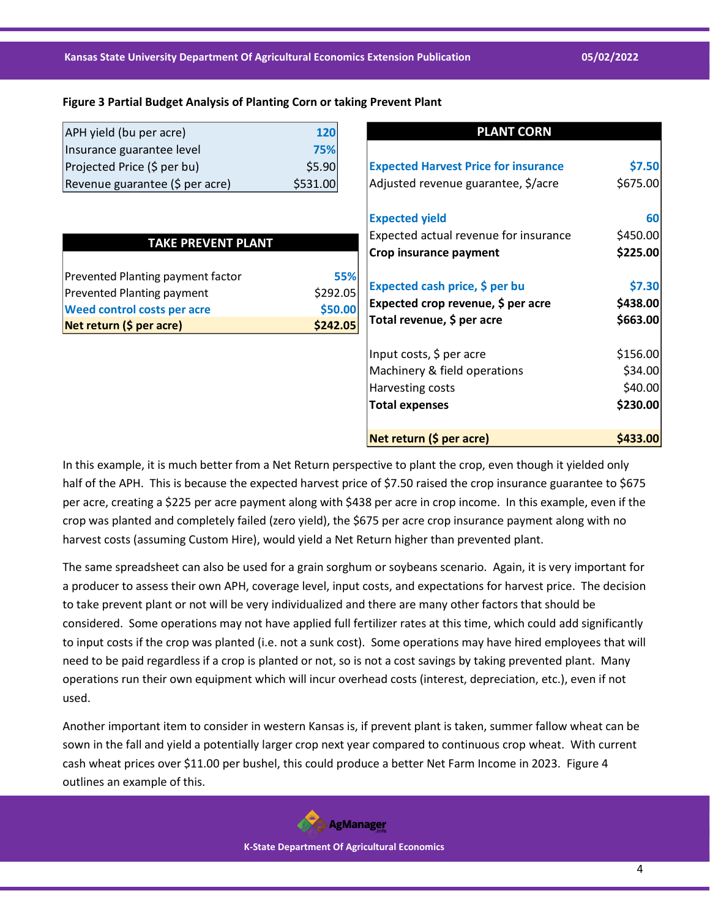**Figure 3 Partial Budget Analysis of Planting Corn or taking Prevent Plant**

| | |
|---|---|
| APH yield (bu per acre) | 120 |
| Insurance guarantee level | 75% |
| Projected Price ($ per bu) | $5.90 |
| Revenue guarantee ($ per acre) | $531.00 |

| TAKE PREVENT PLANT | |
|---|---|
| Prevented Planting payment factor | 55% |
| Prevented Planting payment | $292.05 |
| **Weed control costs per acre** | **$50.00** |
| **Net return ($ per acre)** | **$242.05** |

| PLANT CORN | |
|---|---|
| **Expected Harvest Price for insurance** | **$7.50** |
| Adjusted revenue guarantee, $/acre | $675.00 |
| **Expected yield** | **60** |
| Expected actual revenue for insurance | $450.00 |
| **Crop insurance payment** | **$225.00** |
| **Expected cash price, $ per bu** | **$7.30** |
| **Expected crop revenue, $ per acre** | **$438.00** |
| **Total revenue, $ per acre** | **$663.00** |
| Input costs, $ per acre | $156.00 |
| Machinery & field operations | $34.00 |
| Harvesting costs | $40.00 |
| **Total expenses** | **$230.00** |
| **Net return ($ per acre)** | **$433.00** |

In this example, it is much better from a Net Return perspective to plant the crop, even though it yielded only half of the APH. This is because the expected harvest price of $7.50 raised the crop insurance guarantee to $675 per acre, creating a $225 per acre payment along with $438 per acre in crop income. In this example, even if the crop was planted and completely failed (zero yield), the $675 per acre crop insurance payment along with no harvest costs (assuming Custom Hire), would yield a Net Return higher than prevented plant.

The same spreadsheet can also be used for a grain sorghum or soybeans scenario. Again, it is very important for a producer to assess their own APH, coverage level, input costs, and expectations for harvest price. The decision to take prevent plant or not will be very individualized and there are many other factors that should be considered. Some operations may not have applied full fertilizer rates at this time, which could add significantly to input costs if the crop was planted (i.e. not a sunk cost). Some operations may have hired employees that will need to be paid regardless if a crop is planted or not, so is not a cost savings by taking prevented plant. Many operations run their own equipment which will incur overhead costs (interest, depreciation, etc.), even if not used.

Another important item to consider in western Kansas is, if prevent plant is taken, summer fallow wheat can be sown in the fall and yield a potentially larger crop next year compared to continuous crop wheat. With current cash wheat prices over $11.00 per bushel, this could produce a better Net Farm Income in 2023. Figure 4 outlines an example of this.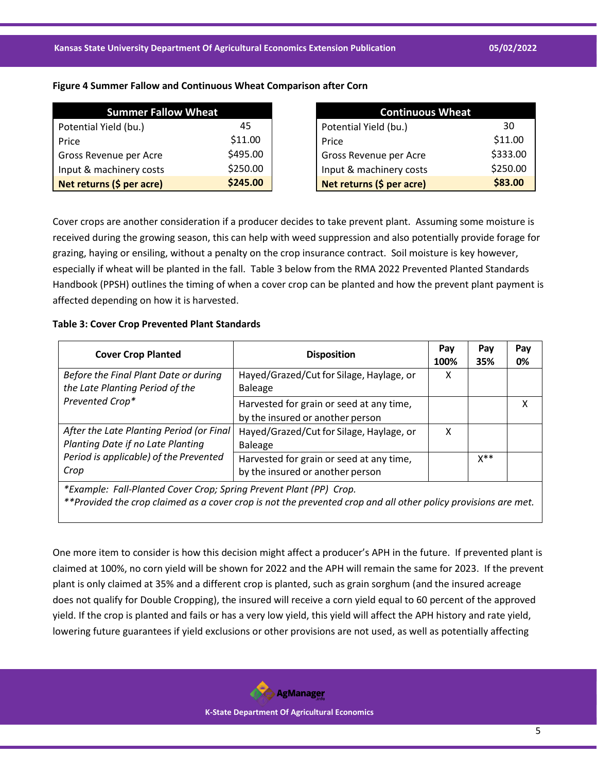**Figure 4 Summer Fallow and Continuous Wheat Comparison after Corn**

| Summer Fallow Wheat | |
|---|---|
| Potential Yield (bu.) | 45 |
| Price | $11.00 |
| Gross Revenue per Acre | $495.00 |
| Input & machinery costs | $250.00 |
| **Net returns ($ per acre)** | **$245.00** |

| Continuous Wheat | |
|---|---|
| Potential Yield (bu.) | 30 |
| Price | $11.00 |
| Gross Revenue per Acre | $333.00 |
| Input & machinery costs | $250.00 |
| **Net returns ($ per acre)** | **$83.00** |

Cover crops are another consideration if a producer decides to take prevent plant. Assuming some moisture is received during the growing season, this can help with weed suppression and also potentially provide forage for grazing, haying or ensiling, without a penalty on the crop insurance contract. Soil moisture is key however, especially if wheat will be planted in the fall. Table 3 below from the RMA 2022 Prevented Planted Standards Handbook (PPSH) outlines the timing of when a cover crop can be planted and how the prevent plant payment is affected depending on how it is harvested.

**Table 3: Cover Crop Prevented Plant Standards**

| Cover Crop Planted | Disposition | Pay 100% | Pay 35% | Pay 0% |
|---|---|---|---|---|
| *Before the Final Plant Date or during the Late Planting Period of the Prevented Crop** | Hayed/Grazed/Cut for Silage, Haylage, or Baleage | X | | |
| | Harvested for grain or seed at any time, by the insured or another person | | | X |
| *After the Late Planting Period (or Final Planting Date if no Late Planting Period is applicable) of the Prevented Crop* | Hayed/Grazed/Cut for Silage, Haylage, or Baleage | X | | |
| | Harvested for grain or seed at any time, by the insured or another person | | X** | |

*\*Example: Fall-Planted Cover Crop; Spring Prevent Plant (PP) Crop.*
*\*\*Provided the crop claimed as a cover crop is not the prevented crop and all other policy provisions are met.*

One more item to consider is how this decision might affect a producer's APH in the future. If prevented plant is claimed at 100%, no corn yield will be shown for 2022 and the APH will remain the same for 2023. If the prevent plant is only claimed at 35% and a different crop is planted, such as grain sorghum (and the insured acreage does not qualify for Double Cropping), the insured will receive a corn yield equal to 60 percent of the approved yield. If the crop is planted and fails or has a very low yield, this yield will affect the APH history and rate yield, lowering future guarantees if yield exclusions or other provisions are not used, as well as potentially affecting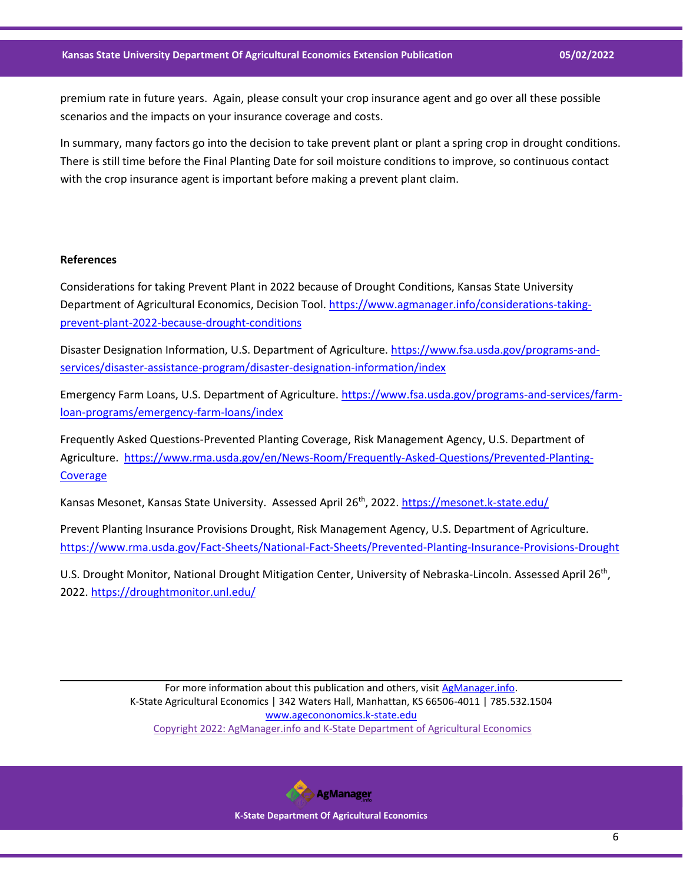premium rate in future years. Again, please consult your crop insurance agent and go over all these possible scenarios and the impacts on your insurance coverage and costs.

In summary, many factors go into the decision to take prevent plant or plant a spring crop in drought conditions. There is still time before the Final Planting Date for soil moisture conditions to improve, so continuous contact with the crop insurance agent is important before making a prevent plant claim.

**References**

Considerations for taking Prevent Plant in 2022 because of Drought Conditions, Kansas State University Department of Agricultural Economics, Decision Tool. https://www.agmanager.info/considerations-taking-prevent-plant-2022-because-drought-conditions

Disaster Designation Information, U.S. Department of Agriculture. https://www.fsa.usda.gov/programs-and-services/disaster-assistance-program/disaster-designation-information/index

Emergency Farm Loans, U.S. Department of Agriculture. https://www.fsa.usda.gov/programs-and-services/farm-loan-programs/emergency-farm-loans/index

Frequently Asked Questions-Prevented Planting Coverage, Risk Management Agency, U.S. Department of Agriculture. https://www.rma.usda.gov/en/News-Room/Frequently-Asked-Questions/Prevented-Planting-Coverage

Kansas Mesonet, Kansas State University. Assessed April 26th, 2022. https://mesonet.k-state.edu/

Prevent Planting Insurance Provisions Drought, Risk Management Agency, U.S. Department of Agriculture. https://www.rma.usda.gov/Fact-Sheets/National-Fact-Sheets/Prevented-Planting-Insurance-Provisions-Drought

U.S. Drought Monitor, National Drought Mitigation Center, University of Nebraska-Lincoln. Assessed April 26th, 2022. https://droughtmonitor.unl.edu/

For more information about this publication and others, visit AgManager.info.
K-State Agricultural Economics | 342 Waters Hall, Manhattan, KS 66506-4011 | 785.532.1504
www.ageconomics.k-state.edu
Copyright 2022: AgManager.info and K-State Department of Agricultural Economics